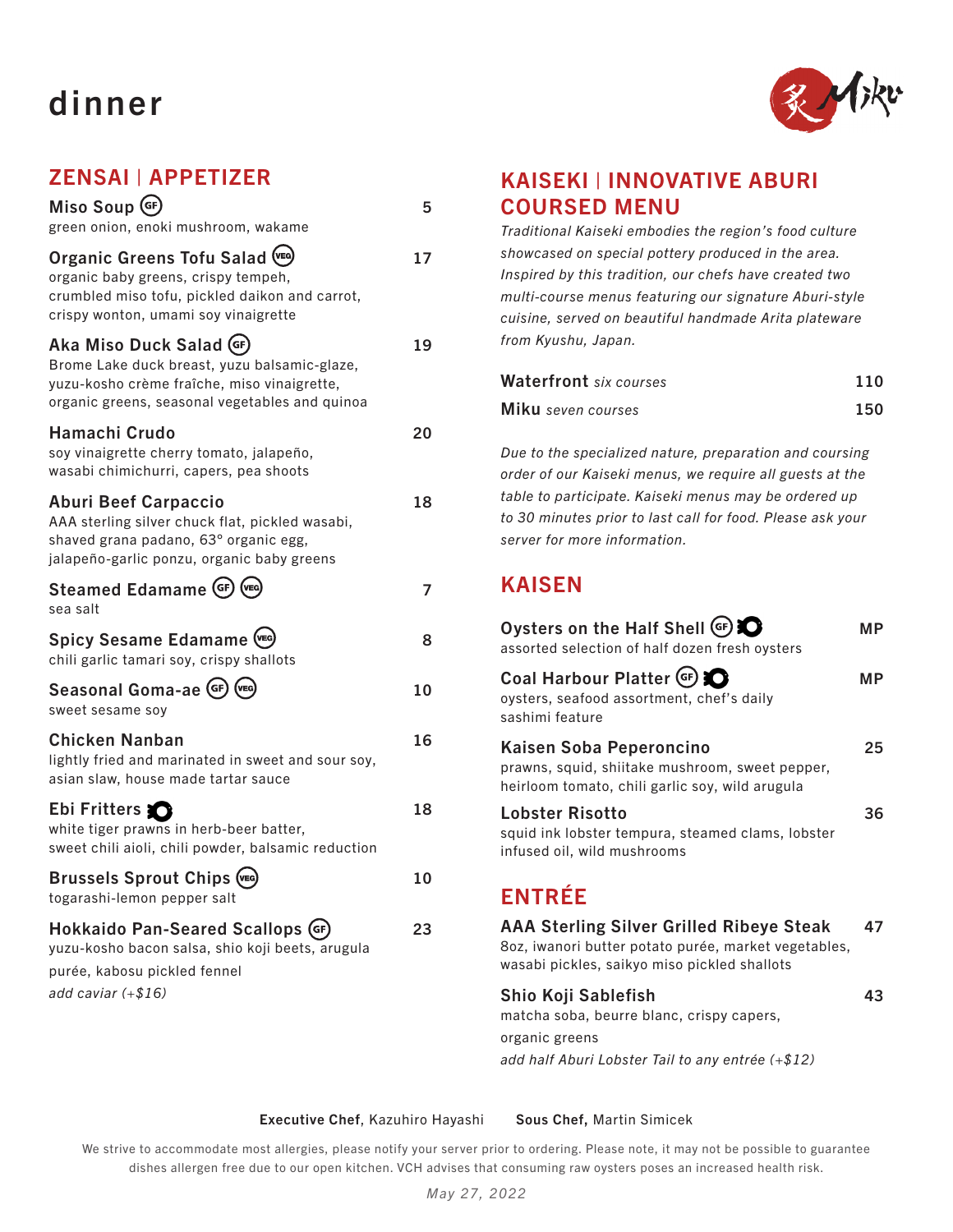# dinner

## ZENSAI | APPETIZER

**Miso Soup** (GF) — 5
green onion, enoki mushroom, wakame

**Organic Greens Tofu Salad** (VEG) — 17
organic baby greens, crispy tempeh, crumbled miso tofu, pickled daikon and carrot, crispy wonton, umami soy vinaigrette

**Aka Miso Duck Salad** (GF) — 19
Brome Lake duck breast, yuzu balsamic-glaze, yuzu-kosho crème fraîche, miso vinaigrette, organic greens, seasonal vegetables and quinoa

**Hamachi Crudo** — 20
soy vinaigrette cherry tomato, jalapeño, wasabi chimichurri, capers, pea shoots

**Aburi Beef Carpaccio** — 18
AAA sterling silver chuck flat, pickled wasabi, shaved grana padano, 63° organic egg, jalapeño-garlic ponzu, organic baby greens

**Steamed Edamame** (GF) (VEG) — 7
sea salt

**Spicy Sesame Edamame** (VEG) — 8
chili garlic tamari soy, crispy shallots

**Seasonal Goma-ae** (GF) (VEG) — 10
sweet sesame soy

**Chicken Nanban** — 16
lightly fried and marinated in sweet and sour soy, asian slaw, house made tartar sauce

**Ebi Fritters** — 18
white tiger prawns in herb-beer batter, sweet chili aioli, chili powder, balsamic reduction

**Brussels Sprout Chips** (VEG) — 10
togarashi-lemon pepper salt

**Hokkaido Pan-Seared Scallops** (GF) — 23
yuzu-kosho bacon salsa, shio koji beets, arugula purée, kabosu pickled fennel
*add caviar (+$16)*

## KAISEKI | INNOVATIVE ABURI COURSED MENU

*Traditional Kaiseki embodies the region's food culture showcased on special pottery produced in the area. Inspired by this tradition, our chefs have created two multi-course menus featuring our signature Aburi-style cuisine, served on beautiful handmade Arita plateware from Kyushu, Japan.*

**Waterfront** *six courses* — 110

**Miku** *seven courses* — 150

*Due to the specialized nature, preparation and coursing order of our Kaiseki menus, we require all guests at the table to participate. Kaiseki menus may be ordered up to 30 minutes prior to last call for food. Please ask your server for more information.*

## KAISEN

**Oysters on the Half Shell** (GF) — MP
assorted selection of half dozen fresh oysters

**Coal Harbour Platter** (GF) — MP
oysters, seafood assortment, chef's daily sashimi feature

**Kaisen Soba Peperoncino** — 25
prawns, squid, shiitake mushroom, sweet pepper, heirloom tomato, chili garlic soy, wild arugula

**Lobster Risotto** — 36
squid ink lobster tempura, steamed clams, lobster infused oil, wild mushrooms

## ENTRÉE

**AAA Sterling Silver Grilled Ribeye Steak** — 47
8oz, iwanori butter potato purée, market vegetables, wasabi pickles, saikyo miso pickled shallots

**Shio Koji Sablefish** — 43
matcha soba, beurre blanc, crispy capers, organic greens
*add half Aburi Lobster Tail to any entrée (+$12)*

**Executive Chef**, Kazuhiro Hayashi  **Sous Chef,** Martin Simicek

We strive to accommodate most allergies, please notify your server prior to ordering. Please note, it may not be possible to guarantee dishes allergen free due to our open kitchen. VCH advises that consuming raw oysters poses an increased health risk.

*May 27, 2022*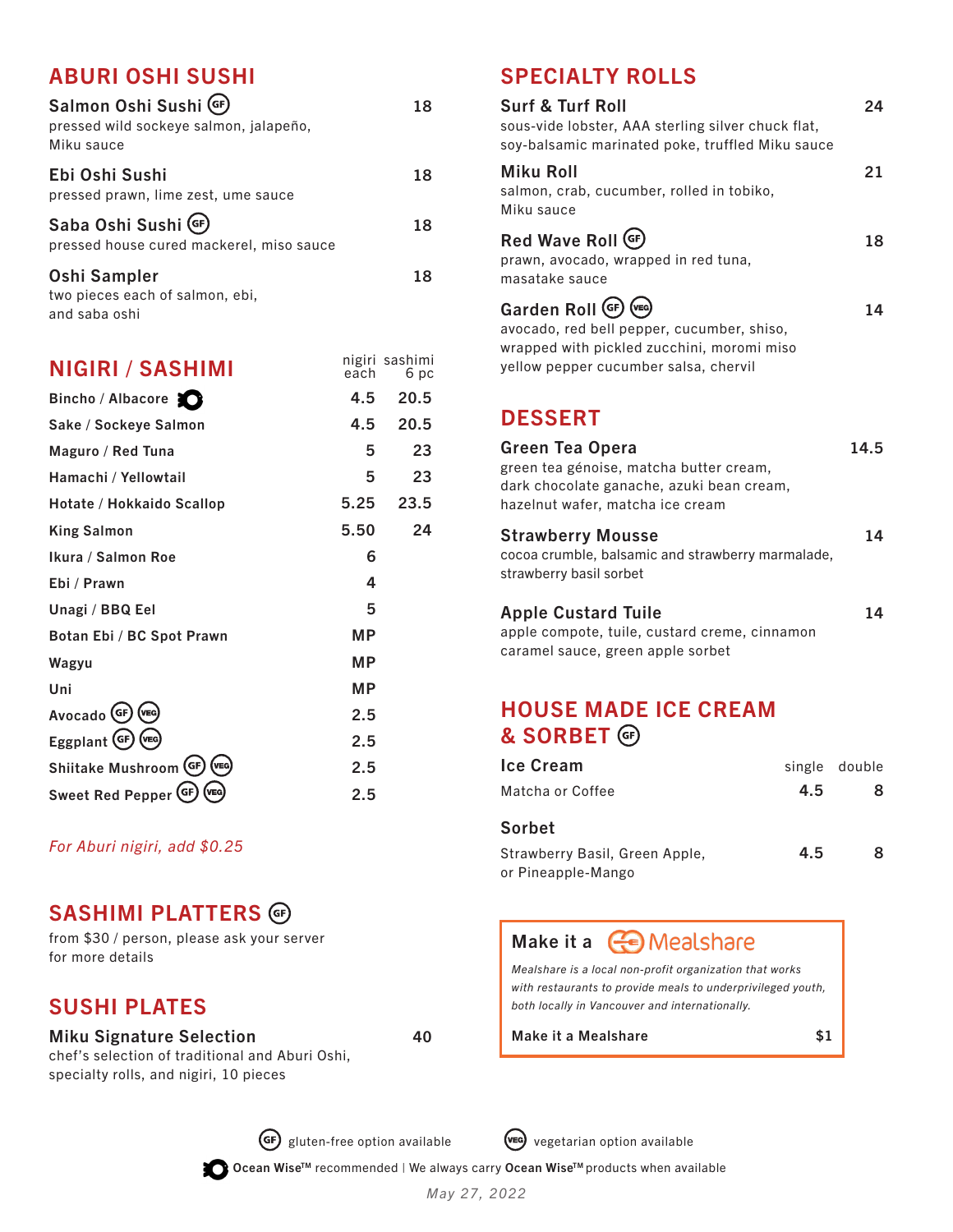## ABURI OSHI SUSHI

**Salmon Oshi Sushi** (GF) — 18
pressed wild sockeye salmon, jalapeño, Miku sauce

**Ebi Oshi Sushi** — 18
pressed prawn, lime zest, ume sauce

**Saba Oshi Sushi** (GF) — 18
pressed house cured mackerel, miso sauce

**Oshi Sampler** — 18
two pieces each of salmon, ebi, and saba oshi

## NIGIRI / SASHIMI

| | nigiri each | sashimi 6 pc |
|---|---|---|
| Bincho / Albacore (Ocean Wise) | 4.5 | 20.5 |
| Sake / Sockeye Salmon | 4.5 | 20.5 |
| Maguro / Red Tuna | 5 | 23 |
| Hamachi / Yellowtail | 5 | 23 |
| Hotate / Hokkaido Scallop | 5.25 | 23.5 |
| King Salmon | 5.50 | 24 |
| Ikura / Salmon Roe | 6 | |
| Ebi / Prawn | 4 | |
| Unagi / BBQ Eel | 5 | |
| Botan Ebi / BC Spot Prawn | MP | |
| Wagyu | MP | |
| Uni | MP | |
| Avocado (GF) (VEG) | 2.5 | |
| Eggplant (GF) (VEG) | 2.5 | |
| Shiitake Mushroom (GF) (VEG) | 2.5 | |
| Sweet Red Pepper (GF) (VEG) | 2.5 | |

*For Aburi nigiri, add $0.25*

## SASHIMI PLATTERS (GF)

from $30 / person, please ask your server for more details

## SUSHI PLATES

**Miku Signature Selection** — 40
chef's selection of traditional and Aburi Oshi, specialty rolls, and nigiri, 10 pieces

## SPECIALTY ROLLS

**Surf & Turf Roll** — 24
sous-vide lobster, AAA sterling silver chuck flat, soy-balsamic marinated poke, truffled Miku sauce

**Miku Roll** — 21
salmon, crab, cucumber, rolled in tobiko, Miku sauce

**Red Wave Roll** (GF) — 18
prawn, avocado, wrapped in red tuna, masatake sauce

**Garden Roll** (GF) (VEG) — 14
avocado, red bell pepper, cucumber, shiso, wrapped with pickled zucchini, moromi miso yellow pepper cucumber salsa, chervil

## DESSERT

**Green Tea Opera** — 14.5
green tea génoise, matcha butter cream, dark chocolate ganache, azuki bean cream, hazelnut wafer, matcha ice cream

**Strawberry Mousse** — 14
cocoa crumble, balsamic and strawberry marmalade, strawberry basil sorbet

**Apple Custard Tuile** — 14
apple compote, tuile, custard creme, cinnamon caramel sauce, green apple sorbet

## HOUSE MADE ICE CREAM & SORBET (GF)

| | single | double |
|---|---|---|
| **Ice Cream** | | |
| Matcha or Coffee | 4.5 | 8 |
| **Sorbet** | | |
| Strawberry Basil, Green Apple, or Pineapple-Mango | 4.5 | 8 |

### Make it a Mealshare

*Mealshare is a local non-profit organization that works with restaurants to provide meals to underprivileged youth, both locally in Vancouver and internationally.*

**Make it a Mealshare** — $1

(GF) gluten-free option available (VEG) vegetarian option available

Ocean Wise™ recommended | We always carry **Ocean Wise™** products when available

*May 27, 2022*